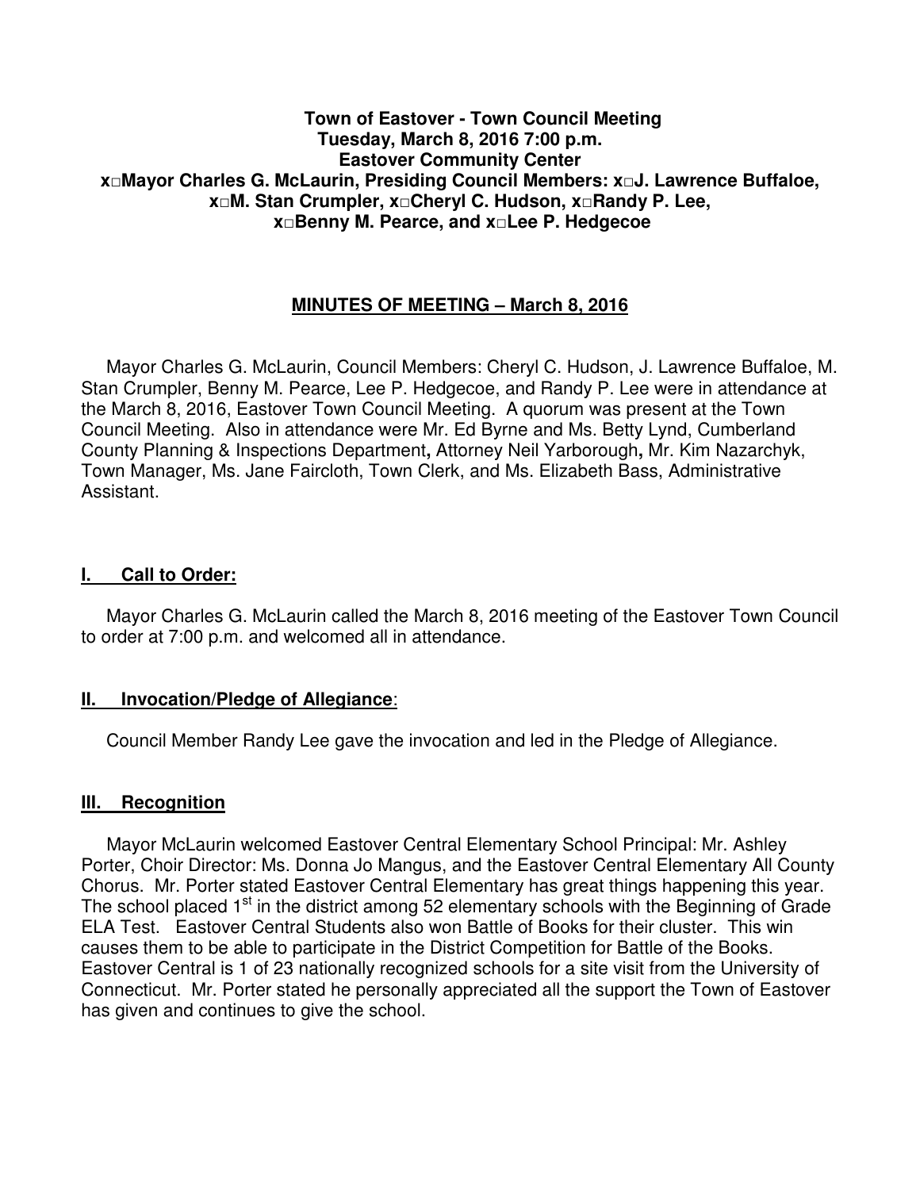**Town of Eastover - Town Council Meeting**
**Tuesday, March 8, 2016 7:00 p.m.**
**Eastover Community Center**
**x□Mayor Charles G. McLaurin, Presiding Council Members: x□J. Lawrence Buffaloe, x□M. Stan Crumpler, x□Cheryl C. Hudson, x□Randy P. Lee, x□Benny M. Pearce, and x□Lee P. Hedgecoe**

## MINUTES OF MEETING – March 8, 2016

Mayor Charles G. McLaurin, Council Members: Cheryl C. Hudson, J. Lawrence Buffaloe, M. Stan Crumpler, Benny M. Pearce, Lee P. Hedgecoe, and Randy P. Lee were in attendance at the March 8, 2016, Eastover Town Council Meeting. A quorum was present at the Town Council Meeting. Also in attendance were Mr. Ed Byrne and Ms. Betty Lynd, Cumberland County Planning & Inspections Department**,** Attorney Neil Yarborough**,** Mr. Kim Nazarchyk, Town Manager, Ms. Jane Faircloth, Town Clerk, and Ms. Elizabeth Bass, Administrative Assistant.

### I. Call to Order:

Mayor Charles G. McLaurin called the March 8, 2016 meeting of the Eastover Town Council to order at 7:00 p.m. and welcomed all in attendance.

### II. Invocation/Pledge of Allegiance:

Council Member Randy Lee gave the invocation and led in the Pledge of Allegiance.

### III. Recognition

Mayor McLaurin welcomed Eastover Central Elementary School Principal: Mr. Ashley Porter, Choir Director: Ms. Donna Jo Mangus, and the Eastover Central Elementary All County Chorus. Mr. Porter stated Eastover Central Elementary has great things happening this year. The school placed 1st in the district among 52 elementary schools with the Beginning of Grade ELA Test. Eastover Central Students also won Battle of Books for their cluster. This win causes them to be able to participate in the District Competition for Battle of the Books. Eastover Central is 1 of 23 nationally recognized schools for a site visit from the University of Connecticut. Mr. Porter stated he personally appreciated all the support the Town of Eastover has given and continues to give the school.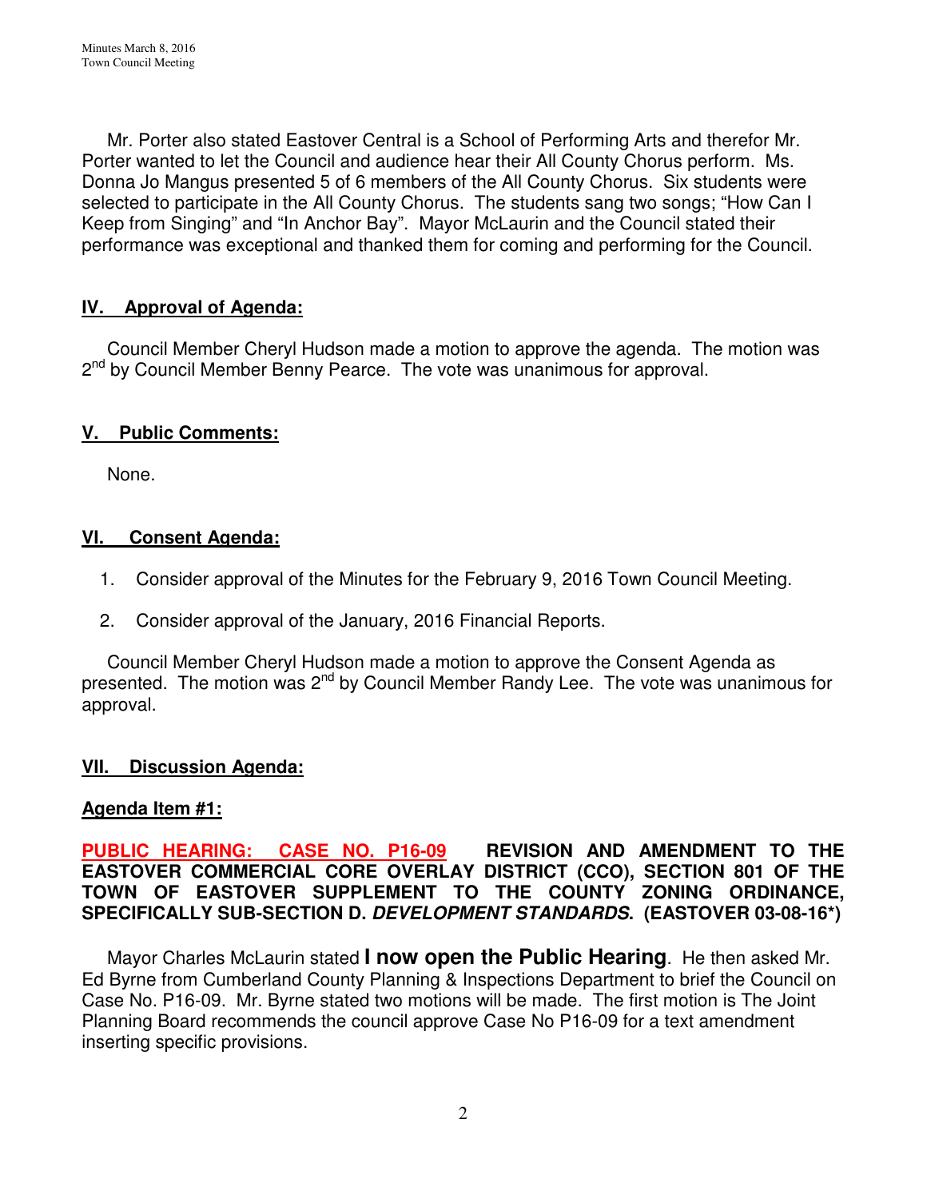Mr. Porter also stated Eastover Central is a School of Performing Arts and therefor Mr. Porter wanted to let the Council and audience hear their All County Chorus perform. Ms. Donna Jo Mangus presented 5 of 6 members of the All County Chorus. Six students were selected to participate in the All County Chorus. The students sang two songs; "How Can I Keep from Singing" and "In Anchor Bay". Mayor McLaurin and the Council stated their performance was exceptional and thanked them for coming and performing for the Council.

## IV. Approval of Agenda:

Council Member Cheryl Hudson made a motion to approve the agenda. The motion was 2nd by Council Member Benny Pearce. The vote was unanimous for approval.

## V. Public Comments:

None.

## VI. Consent Agenda:

1. Consider approval of the Minutes for the February 9, 2016 Town Council Meeting.
2. Consider approval of the January, 2016 Financial Reports.

Council Member Cheryl Hudson made a motion to approve the Consent Agenda as presented. The motion was 2nd by Council Member Randy Lee. The vote was unanimous for approval.

## VII. Discussion Agenda:

### Agenda Item #1:

**PUBLIC HEARING: CASE NO. P16-09 REVISION AND AMENDMENT TO THE EASTOVER COMMERCIAL CORE OVERLAY DISTRICT (CCO), SECTION 801 OF THE TOWN OF EASTOVER SUPPLEMENT TO THE COUNTY ZONING ORDINANCE, SPECIFICALLY SUB-SECTION D. *DEVELOPMENT STANDARDS*. (EASTOVER 03-08-16\*)**

Mayor Charles McLaurin stated **I now open the Public Hearing**. He then asked Mr. Ed Byrne from Cumberland County Planning & Inspections Department to brief the Council on Case No. P16-09. Mr. Byrne stated two motions will be made. The first motion is The Joint Planning Board recommends the council approve Case No P16-09 for a text amendment inserting specific provisions.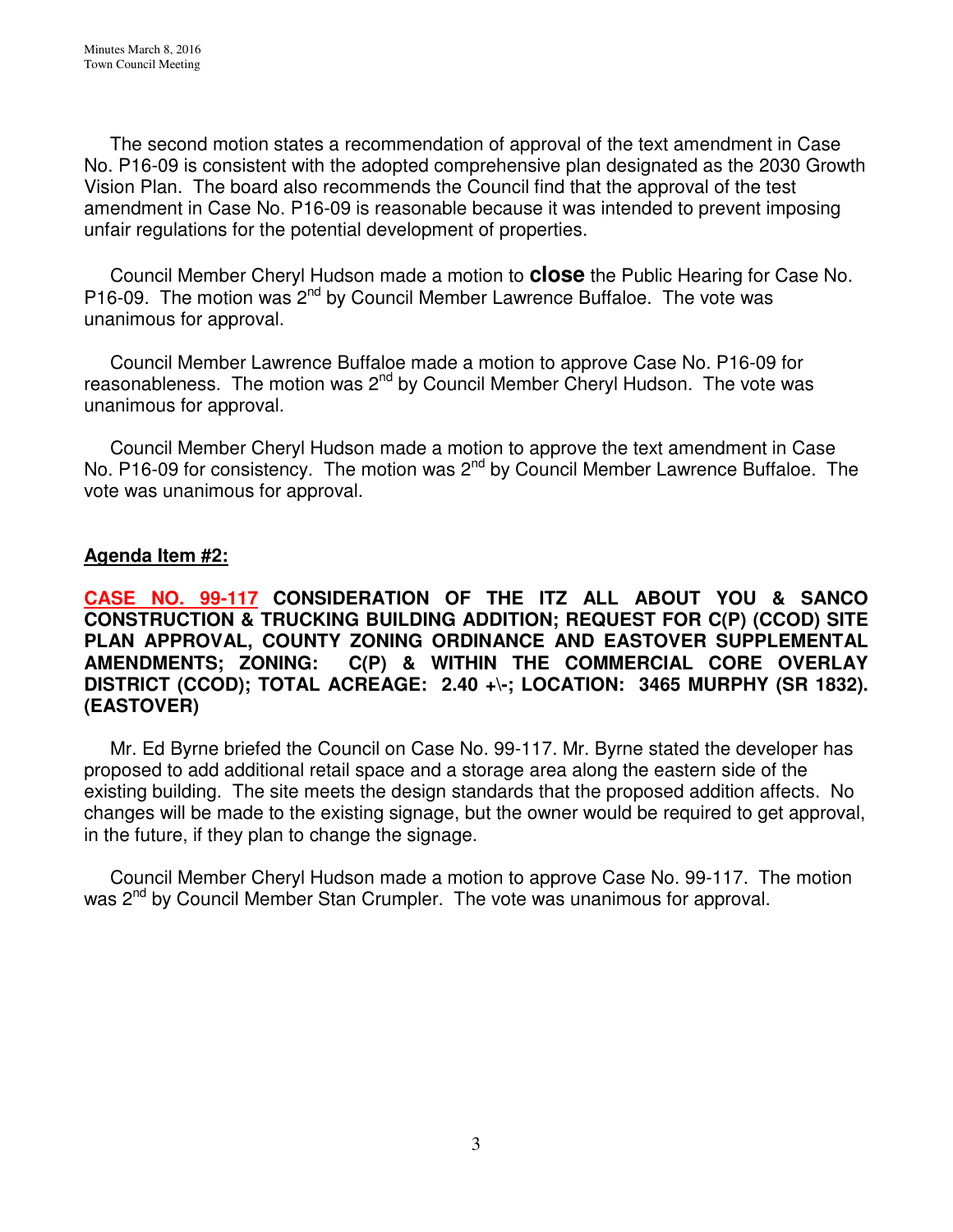The second motion states a recommendation of approval of the text amendment in Case No. P16-09 is consistent with the adopted comprehensive plan designated as the 2030 Growth Vision Plan. The board also recommends the Council find that the approval of the test amendment in Case No. P16-09 is reasonable because it was intended to prevent imposing unfair regulations for the potential development of properties.

Council Member Cheryl Hudson made a motion to **close** the Public Hearing for Case No. P16-09. The motion was 2nd by Council Member Lawrence Buffaloe. The vote was unanimous for approval.

Council Member Lawrence Buffaloe made a motion to approve Case No. P16-09 for reasonableness. The motion was 2nd by Council Member Cheryl Hudson. The vote was unanimous for approval.

Council Member Cheryl Hudson made a motion to approve the text amendment in Case No. P16-09 for consistency. The motion was 2nd by Council Member Lawrence Buffaloe. The vote was unanimous for approval.

**Agenda Item #2:**

**CASE NO. 99-117 CONSIDERATION OF THE ITZ ALL ABOUT YOU & SANCO CONSTRUCTION & TRUCKING BUILDING ADDITION; REQUEST FOR C(P) (CCOD) SITE PLAN APPROVAL, COUNTY ZONING ORDINANCE AND EASTOVER SUPPLEMENTAL AMENDMENTS; ZONING: C(P) & WITHIN THE COMMERCIAL CORE OVERLAY DISTRICT (CCOD); TOTAL ACREAGE: 2.40 +\-; LOCATION: 3465 MURPHY (SR 1832). (EASTOVER)**

Mr. Ed Byrne briefed the Council on Case No. 99-117. Mr. Byrne stated the developer has proposed to add additional retail space and a storage area along the eastern side of the existing building. The site meets the design standards that the proposed addition affects. No changes will be made to the existing signage, but the owner would be required to get approval, in the future, if they plan to change the signage.

Council Member Cheryl Hudson made a motion to approve Case No. 99-117. The motion was 2nd by Council Member Stan Crumpler. The vote was unanimous for approval.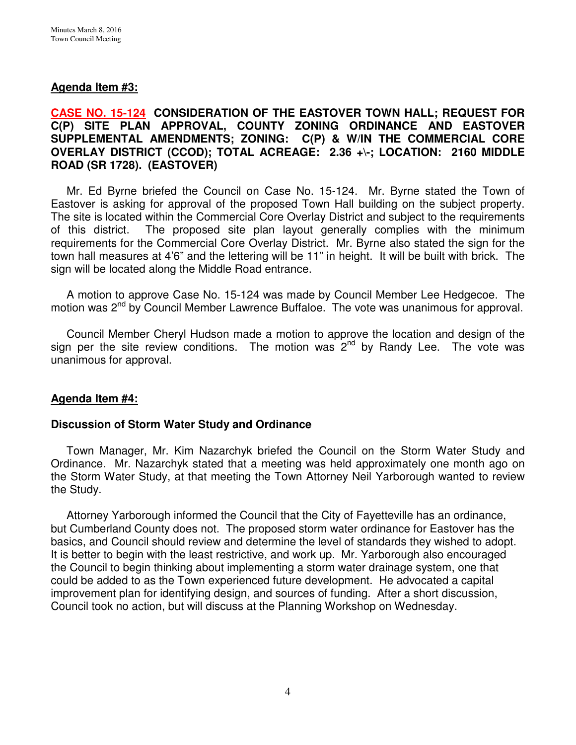**Agenda Item #3:**

**CASE NO. 15-124 CONSIDERATION OF THE EASTOVER TOWN HALL; REQUEST FOR C(P) SITE PLAN APPROVAL, COUNTY ZONING ORDINANCE AND EASTOVER SUPPLEMENTAL AMENDMENTS; ZONING: C(P) & W/IN THE COMMERCIAL CORE OVERLAY DISTRICT (CCOD); TOTAL ACREAGE: 2.36 +\-; LOCATION: 2160 MIDDLE ROAD (SR 1728). (EASTOVER)**

Mr. Ed Byrne briefed the Council on Case No. 15-124. Mr. Byrne stated the Town of Eastover is asking for approval of the proposed Town Hall building on the subject property. The site is located within the Commercial Core Overlay District and subject to the requirements of this district. The proposed site plan layout generally complies with the minimum requirements for the Commercial Core Overlay District. Mr. Byrne also stated the sign for the town hall measures at 4'6" and the lettering will be 11" in height. It will be built with brick. The sign will be located along the Middle Road entrance.

A motion to approve Case No. 15-124 was made by Council Member Lee Hedgecoe. The motion was 2nd by Council Member Lawrence Buffaloe. The vote was unanimous for approval.

Council Member Cheryl Hudson made a motion to approve the location and design of the sign per the site review conditions. The motion was 2nd by Randy Lee. The vote was unanimous for approval.

**Agenda Item #4:**

**Discussion of Storm Water Study and Ordinance**

Town Manager, Mr. Kim Nazarchyk briefed the Council on the Storm Water Study and Ordinance. Mr. Nazarchyk stated that a meeting was held approximately one month ago on the Storm Water Study, at that meeting the Town Attorney Neil Yarborough wanted to review the Study.

Attorney Yarborough informed the Council that the City of Fayetteville has an ordinance, but Cumberland County does not. The proposed storm water ordinance for Eastover has the basics, and Council should review and determine the level of standards they wished to adopt. It is better to begin with the least restrictive, and work up. Mr. Yarborough also encouraged the Council to begin thinking about implementing a storm water drainage system, one that could be added to as the Town experienced future development. He advocated a capital improvement plan for identifying design, and sources of funding. After a short discussion, Council took no action, but will discuss at the Planning Workshop on Wednesday.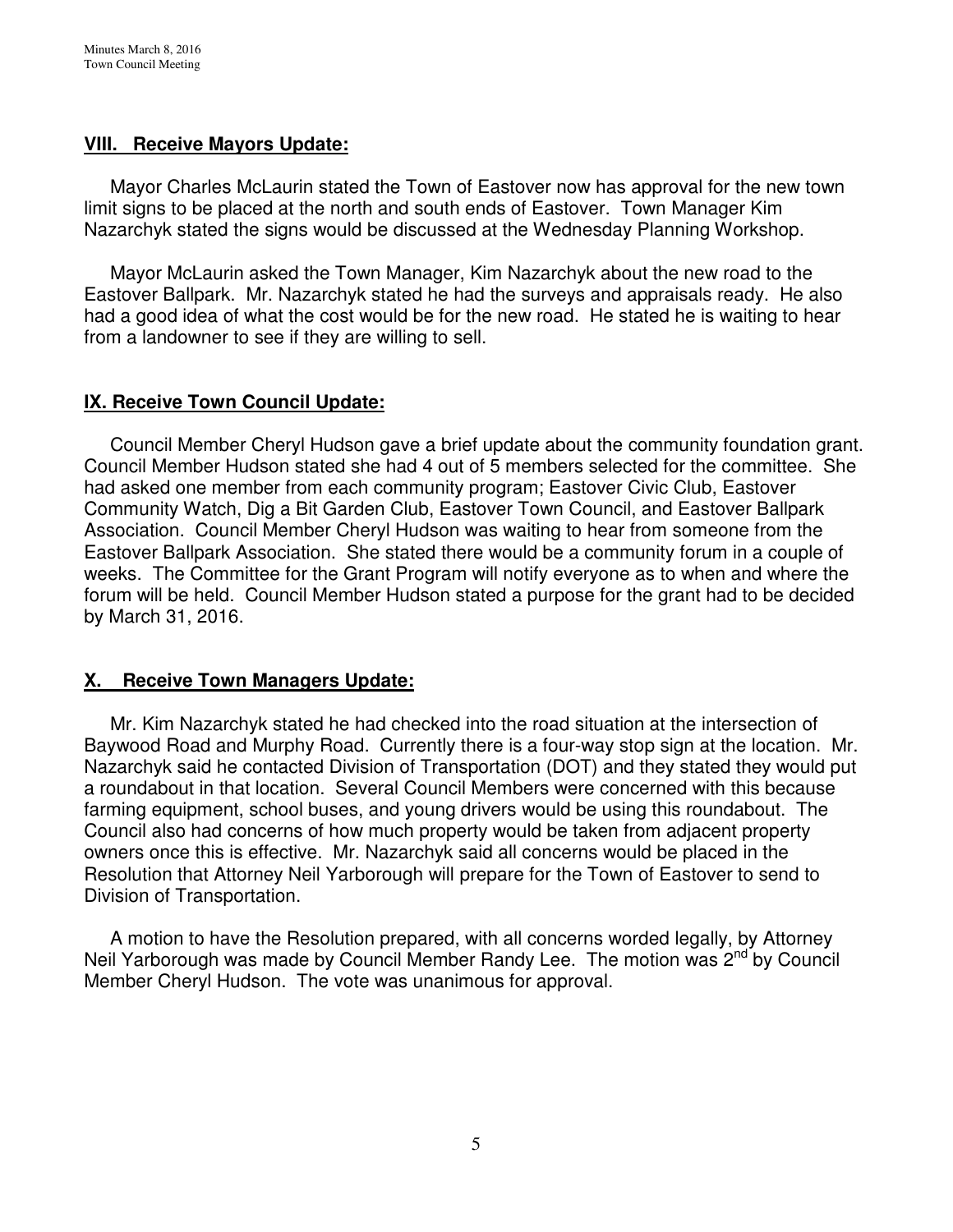## VIII. Receive Mayors Update:

Mayor Charles McLaurin stated the Town of Eastover now has approval for the new town limit signs to be placed at the north and south ends of Eastover. Town Manager Kim Nazarchyk stated the signs would be discussed at the Wednesday Planning Workshop.

Mayor McLaurin asked the Town Manager, Kim Nazarchyk about the new road to the Eastover Ballpark. Mr. Nazarchyk stated he had the surveys and appraisals ready. He also had a good idea of what the cost would be for the new road. He stated he is waiting to hear from a landowner to see if they are willing to sell.

## IX. Receive Town Council Update:

Council Member Cheryl Hudson gave a brief update about the community foundation grant. Council Member Hudson stated she had 4 out of 5 members selected for the committee. She had asked one member from each community program; Eastover Civic Club, Eastover Community Watch, Dig a Bit Garden Club, Eastover Town Council, and Eastover Ballpark Association. Council Member Cheryl Hudson was waiting to hear from someone from the Eastover Ballpark Association. She stated there would be a community forum in a couple of weeks. The Committee for the Grant Program will notify everyone as to when and where the forum will be held. Council Member Hudson stated a purpose for the grant had to be decided by March 31, 2016.

## X. Receive Town Managers Update:

Mr. Kim Nazarchyk stated he had checked into the road situation at the intersection of Baywood Road and Murphy Road. Currently there is a four-way stop sign at the location. Mr. Nazarchyk said he contacted Division of Transportation (DOT) and they stated they would put a roundabout in that location. Several Council Members were concerned with this because farming equipment, school buses, and young drivers would be using this roundabout. The Council also had concerns of how much property would be taken from adjacent property owners once this is effective. Mr. Nazarchyk said all concerns would be placed in the Resolution that Attorney Neil Yarborough will prepare for the Town of Eastover to send to Division of Transportation.

A motion to have the Resolution prepared, with all concerns worded legally, by Attorney Neil Yarborough was made by Council Member Randy Lee. The motion was 2nd by Council Member Cheryl Hudson. The vote was unanimous for approval.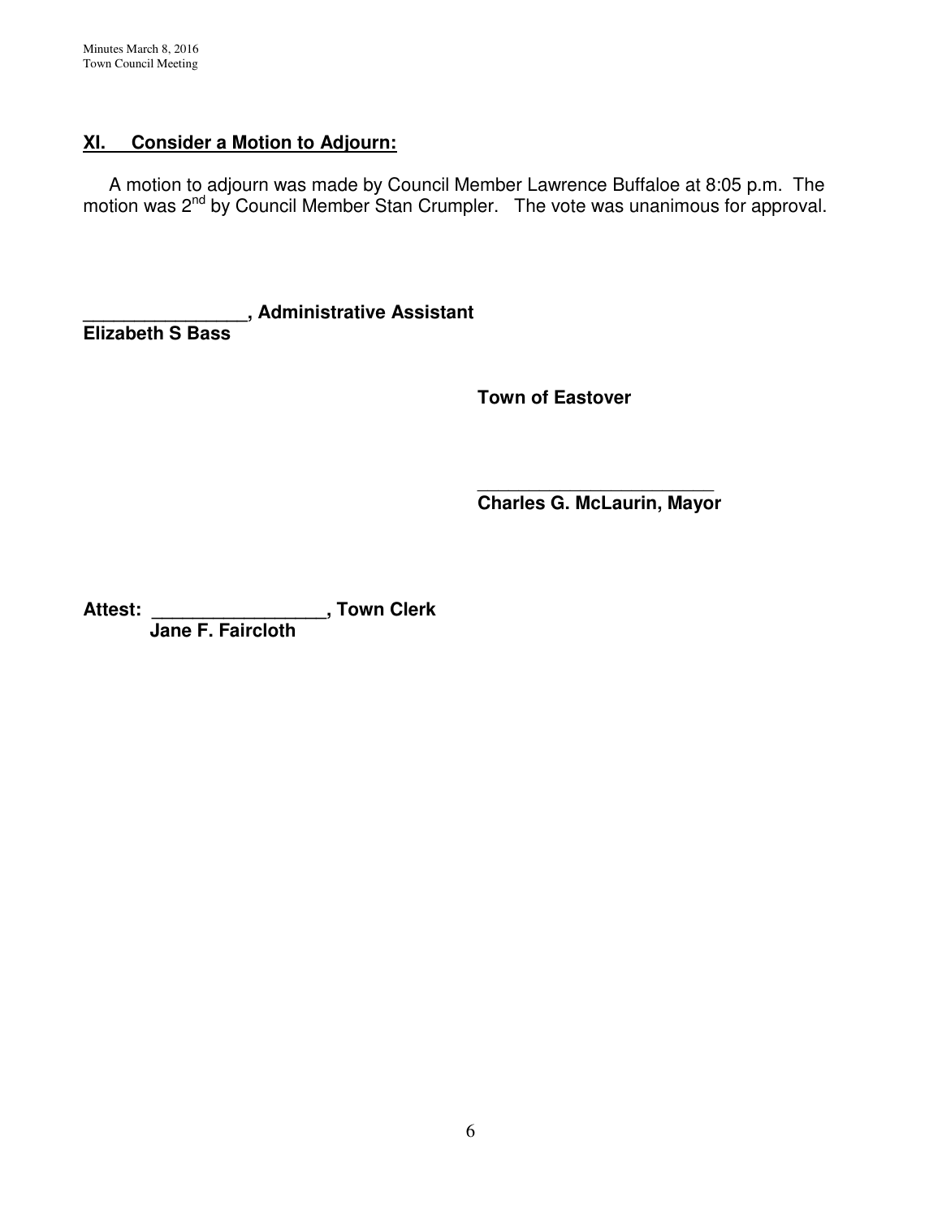## **XI. Consider a Motion to Adjourn:**

A motion to adjourn was made by Council Member Lawrence Buffaloe at 8:05 p.m. The motion was 2nd by Council Member Stan Crumpler. The vote was unanimous for approval.

**________________, Administrative Assistant**
**Elizabeth S Bass**

**Town of Eastover**

**________________________**
**Charles G. McLaurin, Mayor**

**Attest: _________________, Town Clerk**
**Jane F. Faircloth**